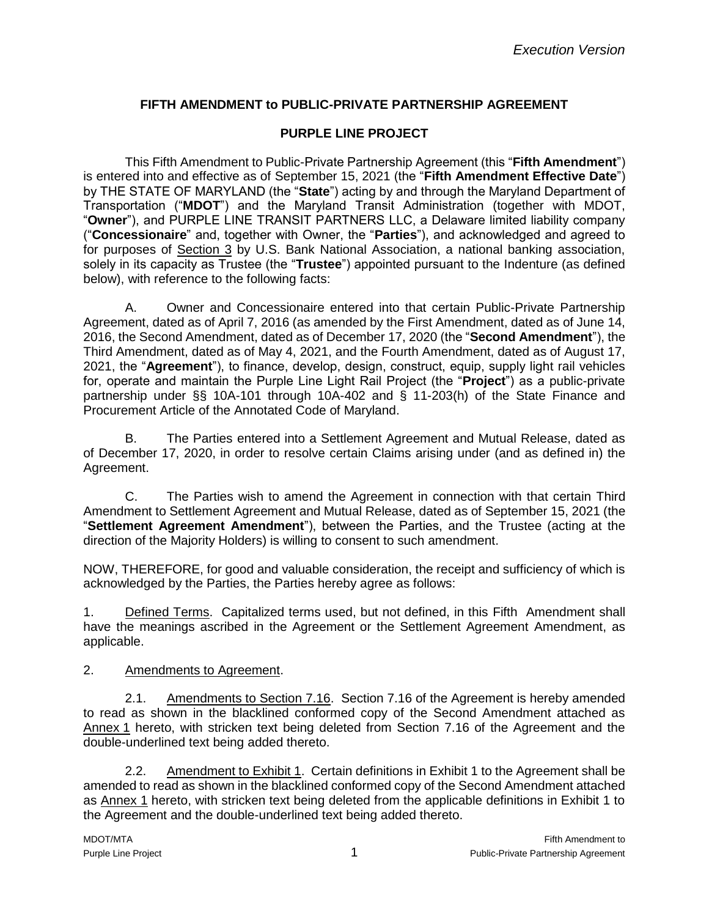*Execution Version*

**FIFTH AMENDMENT to PUBLIC-PRIVATE PARTNERSHIP AGREEMENT**

**PURPLE LINE PROJECT**

This Fifth Amendment to Public-Private Partnership Agreement (this "**Fifth Amendment**") is entered into and effective as of September 15, 2021 (the "**Fifth Amendment Effective Date**") by THE STATE OF MARYLAND (the "**State**") acting by and through the Maryland Department of Transportation ("**MDOT**") and the Maryland Transit Administration (together with MDOT, "**Owner**"), and PURPLE LINE TRANSIT PARTNERS LLC, a Delaware limited liability company ("**Concessionaire**" and, together with Owner, the "**Parties**"), and acknowledged and agreed to for purposes of Section 3 by U.S. Bank National Association, a national banking association, solely in its capacity as Trustee (the "**Trustee**") appointed pursuant to the Indenture (as defined below), with reference to the following facts:

A. Owner and Concessionaire entered into that certain Public-Private Partnership Agreement, dated as of April 7, 2016 (as amended by the First Amendment, dated as of June 14, 2016, the Second Amendment, dated as of December 17, 2020 (the "**Second Amendment**"), the Third Amendment, dated as of May 4, 2021, and the Fourth Amendment, dated as of August 17, 2021, the "**Agreement**"), to finance, develop, design, construct, equip, supply light rail vehicles for, operate and maintain the Purple Line Light Rail Project (the "**Project**") as a public-private partnership under §§ 10A-101 through 10A-402 and § 11-203(h) of the State Finance and Procurement Article of the Annotated Code of Maryland.

B. The Parties entered into a Settlement Agreement and Mutual Release, dated as of December 17, 2020, in order to resolve certain Claims arising under (and as defined in) the Agreement.

C. The Parties wish to amend the Agreement in connection with that certain Third Amendment to Settlement Agreement and Mutual Release, dated as of September 15, 2021 (the "**Settlement Agreement Amendment**"), between the Parties, and the Trustee (acting at the direction of the Majority Holders) is willing to consent to such amendment.

NOW, THEREFORE, for good and valuable consideration, the receipt and sufficiency of which is acknowledged by the Parties, the Parties hereby agree as follows:

1. Defined Terms. Capitalized terms used, but not defined, in this Fifth Amendment shall have the meanings ascribed in the Agreement or the Settlement Agreement Amendment, as applicable.

2. Amendments to Agreement.

2.1. Amendments to Section 7.16. Section 7.16 of the Agreement is hereby amended to read as shown in the blacklined conformed copy of the Second Amendment attached as Annex 1 hereto, with stricken text being deleted from Section 7.16 of the Agreement and the double-underlined text being added thereto.

2.2. Amendment to Exhibit 1. Certain definitions in Exhibit 1 to the Agreement shall be amended to read as shown in the blacklined conformed copy of the Second Amendment attached as Annex 1 hereto, with stricken text being deleted from the applicable definitions in Exhibit 1 to the Agreement and the double-underlined text being added thereto.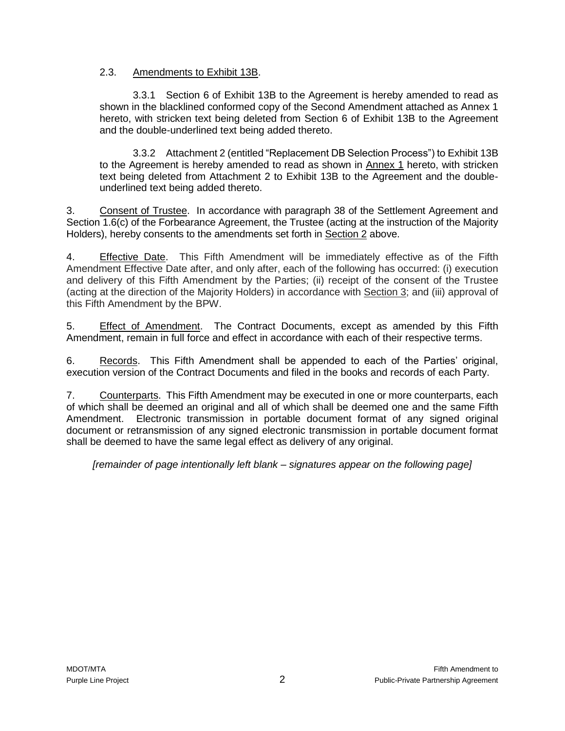2.3. Amendments to Exhibit 13B.

3.3.1 Section 6 of Exhibit 13B to the Agreement is hereby amended to read as shown in the blacklined conformed copy of the Second Amendment attached as Annex 1 hereto, with stricken text being deleted from Section 6 of Exhibit 13B to the Agreement and the double-underlined text being added thereto.

3.3.2 Attachment 2 (entitled "Replacement DB Selection Process") to Exhibit 13B to the Agreement is hereby amended to read as shown in Annex 1 hereto, with stricken text being deleted from Attachment 2 to Exhibit 13B to the Agreement and the double-underlined text being added thereto.

3. Consent of Trustee. In accordance with paragraph 38 of the Settlement Agreement and Section 1.6(c) of the Forbearance Agreement, the Trustee (acting at the instruction of the Majority Holders), hereby consents to the amendments set forth in Section 2 above.

4. Effective Date. This Fifth Amendment will be immediately effective as of the Fifth Amendment Effective Date after, and only after, each of the following has occurred: (i) execution and delivery of this Fifth Amendment by the Parties; (ii) receipt of the consent of the Trustee (acting at the direction of the Majority Holders) in accordance with Section 3; and (iii) approval of this Fifth Amendment by the BPW.

5. Effect of Amendment. The Contract Documents, except as amended by this Fifth Amendment, remain in full force and effect in accordance with each of their respective terms.

6. Records. This Fifth Amendment shall be appended to each of the Parties' original, execution version of the Contract Documents and filed in the books and records of each Party.

7. Counterparts. This Fifth Amendment may be executed in one or more counterparts, each of which shall be deemed an original and all of which shall be deemed one and the same Fifth Amendment. Electronic transmission in portable document format of any signed original document or retransmission of any signed electronic transmission in portable document format shall be deemed to have the same legal effect as delivery of any original.

*[remainder of page intentionally left blank – signatures appear on the following page]*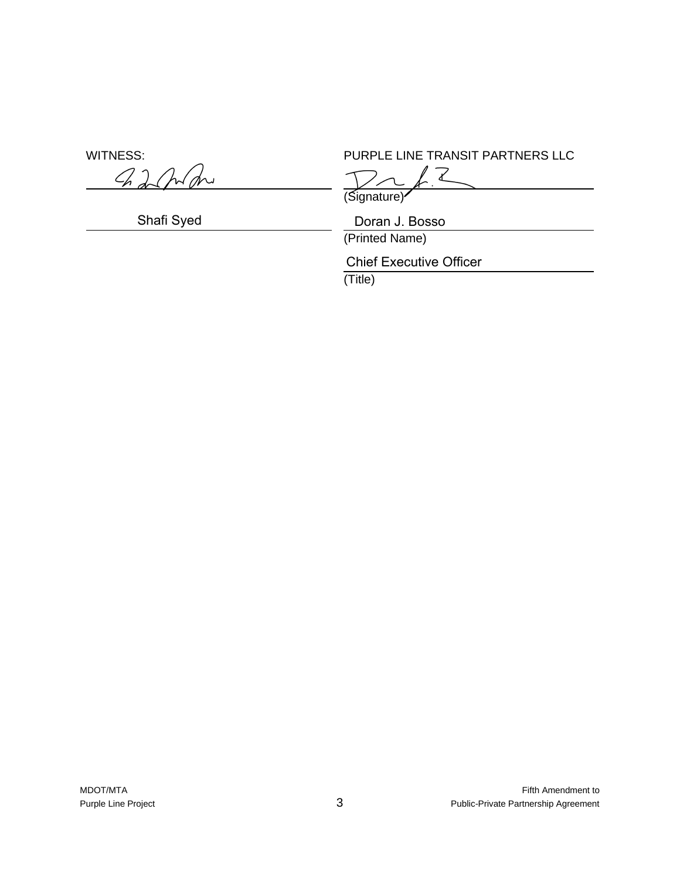WITNESS:

_______________________________

Shafi Syed

PURPLE LINE TRANSIT PARTNERS LLC

_______________________________
(Signature)

Doran J. Bosso
(Printed Name)

Chief Executive Officer
(Title)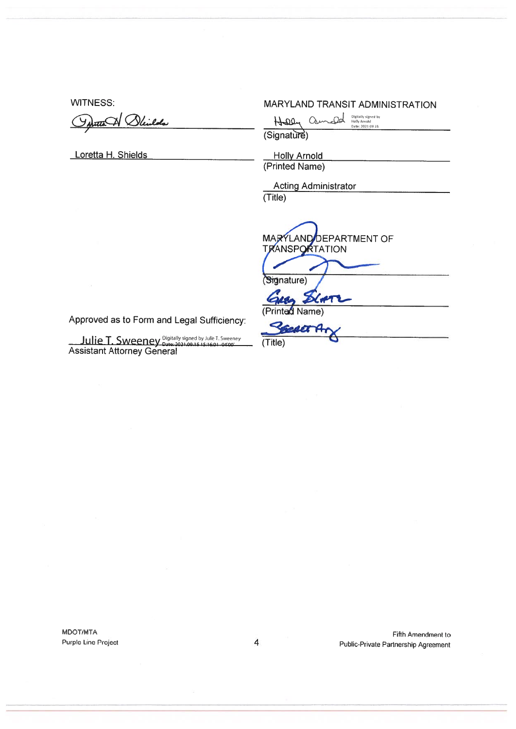WITNESS:

[Signature]

Loretta H. Shields

MARYLAND TRANSIT ADMINISTRATION

Holly Arnold — Digitally signed by Holly Arnold Date: 2021.09.15
(Signature)

Holly Arnold
(Printed Name)

Acting Administrator
(Title)

MARYLAND DEPARTMENT OF TRANSPORTATION

[Signature]
(Signature)

Greg Slater
(Printed Name)

Secretary
(Title)

Approved as to Form and Legal Sufficiency:

Julie T. Sweeney — Digitally signed by Julie T. Sweeney Date: 2021.09.15 15:16:01 -04'00'
Assistant Attorney General

MDOT/MTA
Purple Line Project

Fifth Amendment to
Public-Private Partnership Agreement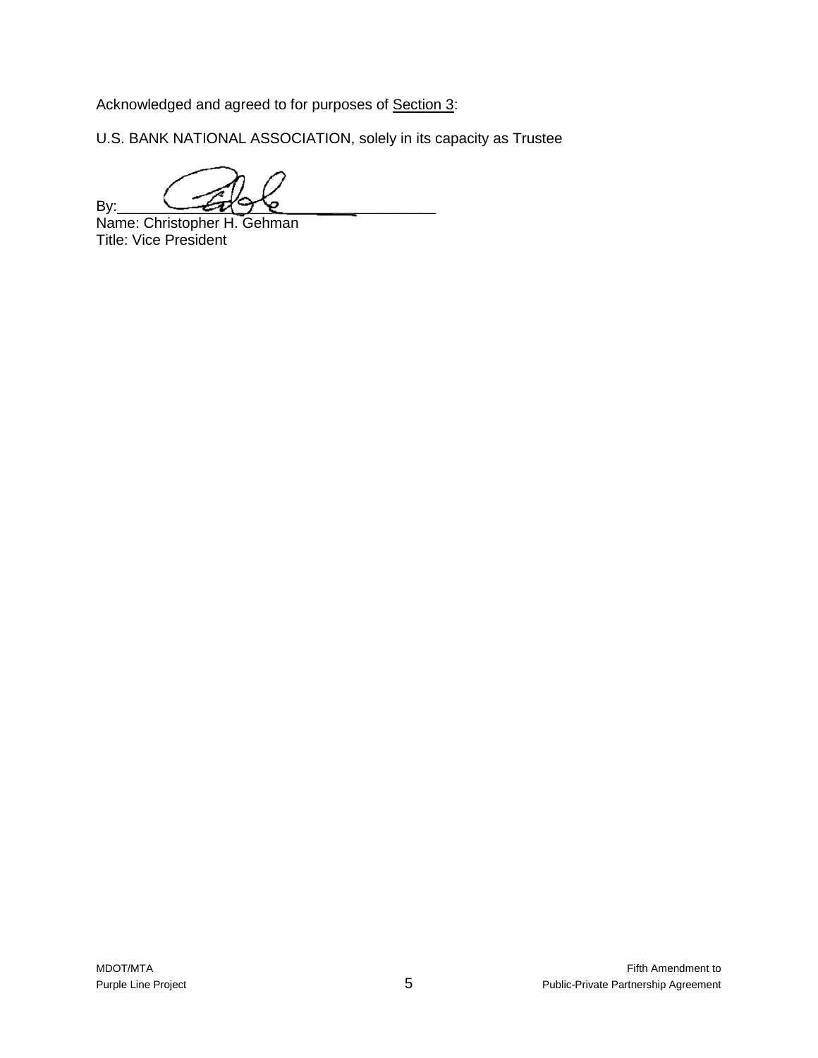Acknowledged and agreed to for purposes of Section 3:

U.S. BANK NATIONAL ASSOCIATION, solely in its capacity as Trustee

By:_______________________________________
Name: Christopher H. Gehman
Title: Vice President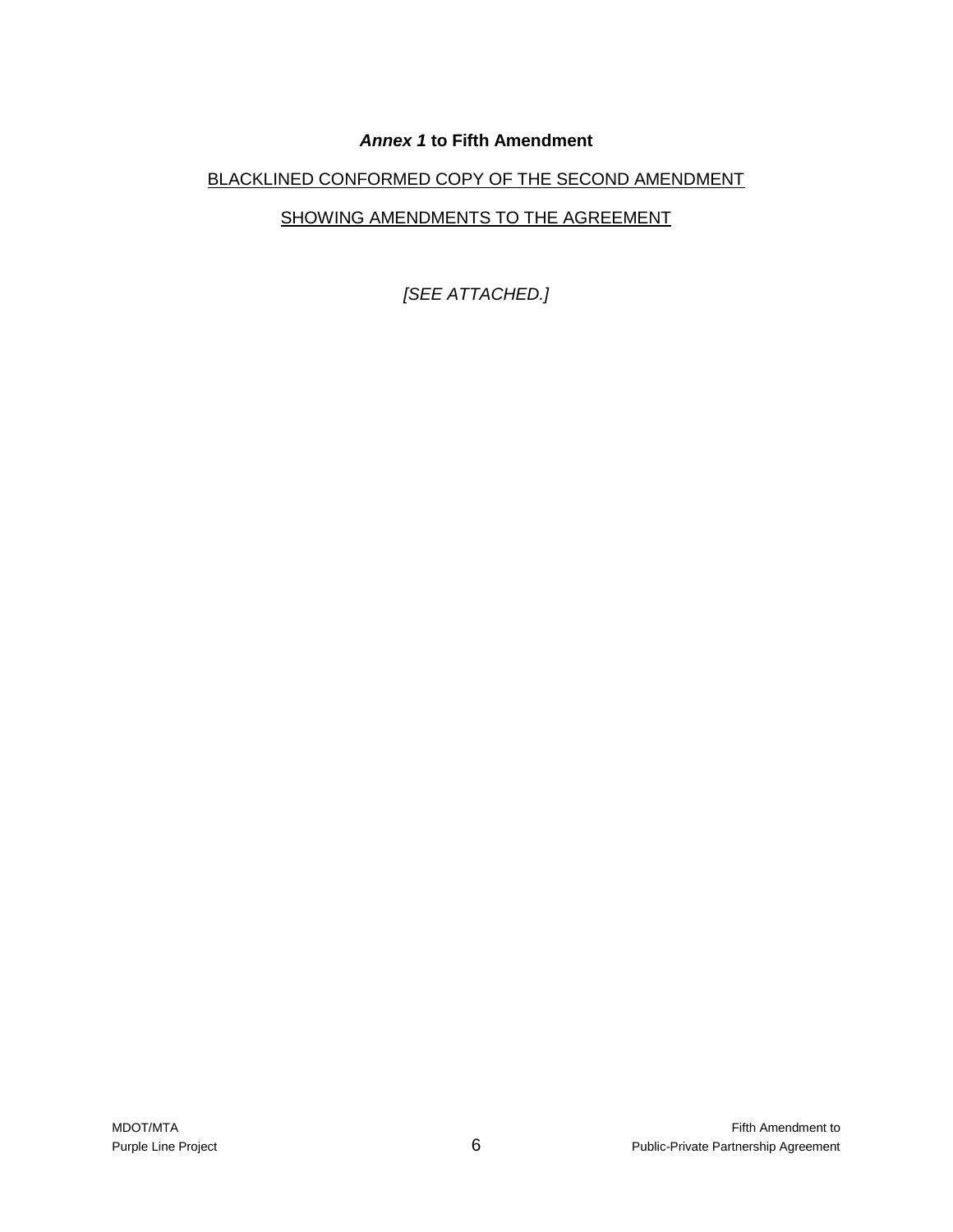***Annex 1* to Fifth Amendment**

BLACKLINED CONFORMED COPY OF THE SECOND AMENDMENT

SHOWING AMENDMENTS TO THE AGREEMENT

*[SEE ATTACHED.]*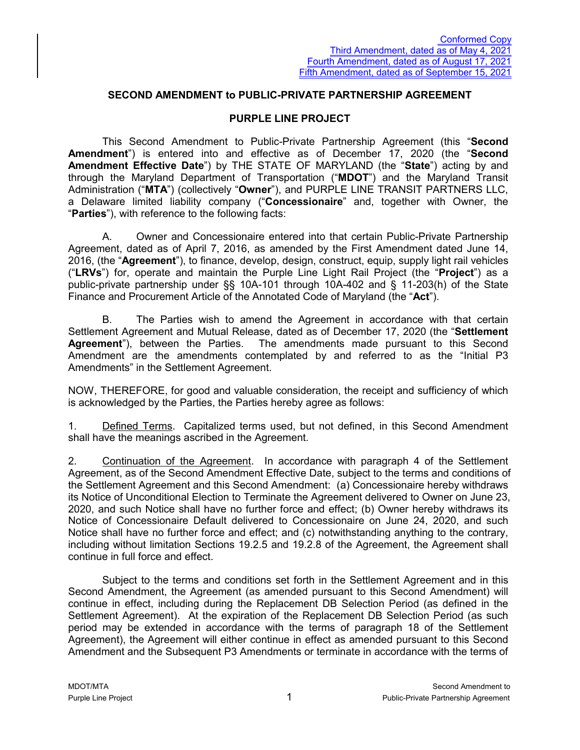Conformed Copy
Third Amendment, dated as of May 4, 2021
Fourth Amendment, dated as of August 17, 2021
Fifth Amendment, dated as of September 15, 2021

**SECOND AMENDMENT to PUBLIC-PRIVATE PARTNERSHIP AGREEMENT**

**PURPLE LINE PROJECT**

This Second Amendment to Public-Private Partnership Agreement (this "**Second Amendment**") is entered into and effective as of December 17, 2020 (the "**Second Amendment Effective Date**") by THE STATE OF MARYLAND (the "**State**") acting by and through the Maryland Department of Transportation ("**MDOT**") and the Maryland Transit Administration ("**MTA**") (collectively "**Owner**"), and PURPLE LINE TRANSIT PARTNERS LLC, a Delaware limited liability company ("**Concessionaire**" and, together with Owner, the "**Parties**"), with reference to the following facts:

A. Owner and Concessionaire entered into that certain Public-Private Partnership Agreement, dated as of April 7, 2016, as amended by the First Amendment dated June 14, 2016, (the "**Agreement**"), to finance, develop, design, construct, equip, supply light rail vehicles ("**LRVs**") for, operate and maintain the Purple Line Light Rail Project (the "**Project**") as a public-private partnership under §§ 10A-101 through 10A-402 and § 11-203(h) of the State Finance and Procurement Article of the Annotated Code of Maryland (the "**Act**").

B. The Parties wish to amend the Agreement in accordance with that certain Settlement Agreement and Mutual Release, dated as of December 17, 2020 (the "**Settlement Agreement**"), between the Parties. The amendments made pursuant to this Second Amendment are the amendments contemplated by and referred to as the "Initial P3 Amendments" in the Settlement Agreement.

NOW, THEREFORE, for good and valuable consideration, the receipt and sufficiency of which is acknowledged by the Parties, the Parties hereby agree as follows:

1. Defined Terms. Capitalized terms used, but not defined, in this Second Amendment shall have the meanings ascribed in the Agreement.

2. Continuation of the Agreement. In accordance with paragraph 4 of the Settlement Agreement, as of the Second Amendment Effective Date, subject to the terms and conditions of the Settlement Agreement and this Second Amendment: (a) Concessionaire hereby withdraws its Notice of Unconditional Election to Terminate the Agreement delivered to Owner on June 23, 2020, and such Notice shall have no further force and effect; (b) Owner hereby withdraws its Notice of Concessionaire Default delivered to Concessionaire on June 24, 2020, and such Notice shall have no further force and effect; and (c) notwithstanding anything to the contrary, including without limitation Sections 19.2.5 and 19.2.8 of the Agreement, the Agreement shall continue in full force and effect.

Subject to the terms and conditions set forth in the Settlement Agreement and in this Second Amendment, the Agreement (as amended pursuant to this Second Amendment) will continue in effect, including during the Replacement DB Selection Period (as defined in the Settlement Agreement). At the expiration of the Replacement DB Selection Period (as such period may be extended in accordance with the terms of paragraph 18 of the Settlement Agreement), the Agreement will either continue in effect as amended pursuant to this Second Amendment and the Subsequent P3 Amendments or terminate in accordance with the terms of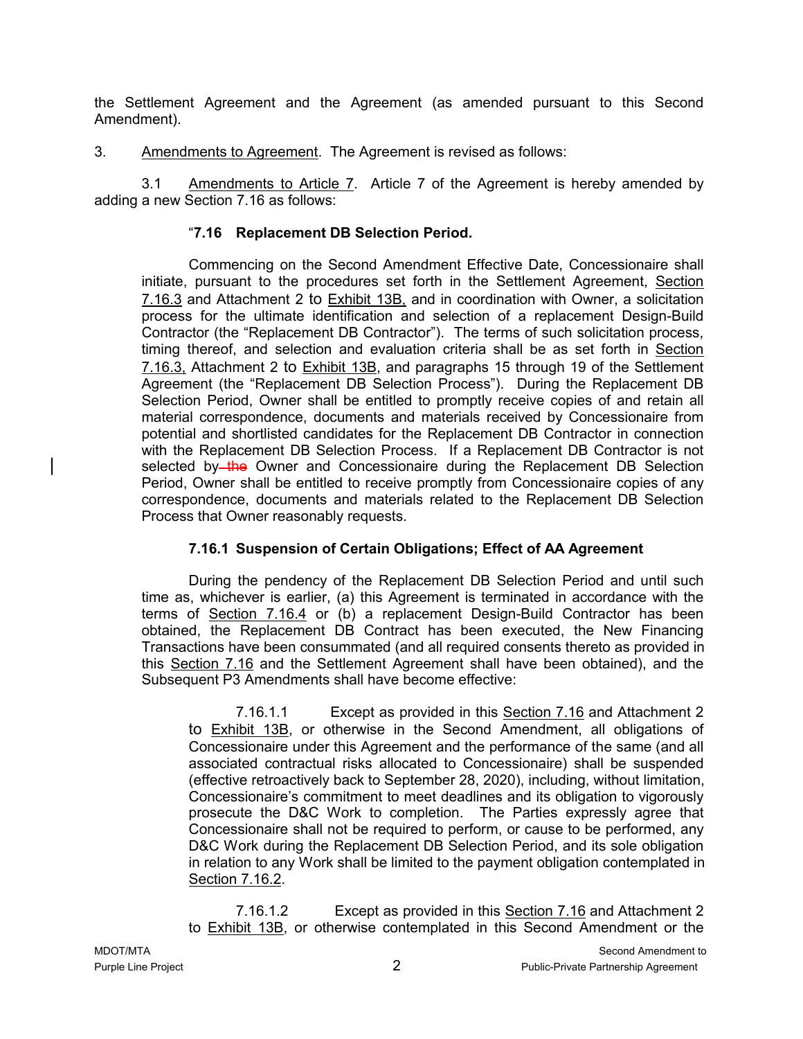the Settlement Agreement and the Agreement (as amended pursuant to this Second Amendment).

3. Amendments to Agreement. The Agreement is revised as follows:

3.1 Amendments to Article 7. Article 7 of the Agreement is hereby amended by adding a new Section 7.16 as follows:

"**7.16 Replacement DB Selection Period.**

Commencing on the Second Amendment Effective Date, Concessionaire shall initiate, pursuant to the procedures set forth in the Settlement Agreement, Section 7.16.3 and Attachment 2 to Exhibit 13B, and in coordination with Owner, a solicitation process for the ultimate identification and selection of a replacement Design-Build Contractor (the "Replacement DB Contractor"). The terms of such solicitation process, timing thereof, and selection and evaluation criteria shall be as set forth in Section 7.16.3, Attachment 2 to Exhibit 13B, and paragraphs 15 through 19 of the Settlement Agreement (the "Replacement DB Selection Process"). During the Replacement DB Selection Period, Owner shall be entitled to promptly receive copies of and retain all material correspondence, documents and materials received by Concessionaire from potential and shortlisted candidates for the Replacement DB Contractor in connection with the Replacement DB Selection Process. If a Replacement DB Contractor is not selected by ~~the~~ Owner and Concessionaire during the Replacement DB Selection Period, Owner shall be entitled to receive promptly from Concessionaire copies of any correspondence, documents and materials related to the Replacement DB Selection Process that Owner reasonably requests.

**7.16.1 Suspension of Certain Obligations; Effect of AA Agreement**

During the pendency of the Replacement DB Selection Period and until such time as, whichever is earlier, (a) this Agreement is terminated in accordance with the terms of Section 7.16.4 or (b) a replacement Design-Build Contractor has been obtained, the Replacement DB Contract has been executed, the New Financing Transactions have been consummated (and all required consents thereto as provided in this Section 7.16 and the Settlement Agreement shall have been obtained), and the Subsequent P3 Amendments shall have become effective:

7.16.1.1 Except as provided in this Section 7.16 and Attachment 2 to Exhibit 13B, or otherwise in the Second Amendment, all obligations of Concessionaire under this Agreement and the performance of the same (and all associated contractual risks allocated to Concessionaire) shall be suspended (effective retroactively back to September 28, 2020), including, without limitation, Concessionaire's commitment to meet deadlines and its obligation to vigorously prosecute the D&C Work to completion. The Parties expressly agree that Concessionaire shall not be required to perform, or cause to be performed, any D&C Work during the Replacement DB Selection Period, and its sole obligation in relation to any Work shall be limited to the payment obligation contemplated in Section 7.16.2.

7.16.1.2 Except as provided in this Section 7.16 and Attachment 2 to Exhibit 13B, or otherwise contemplated in this Second Amendment or the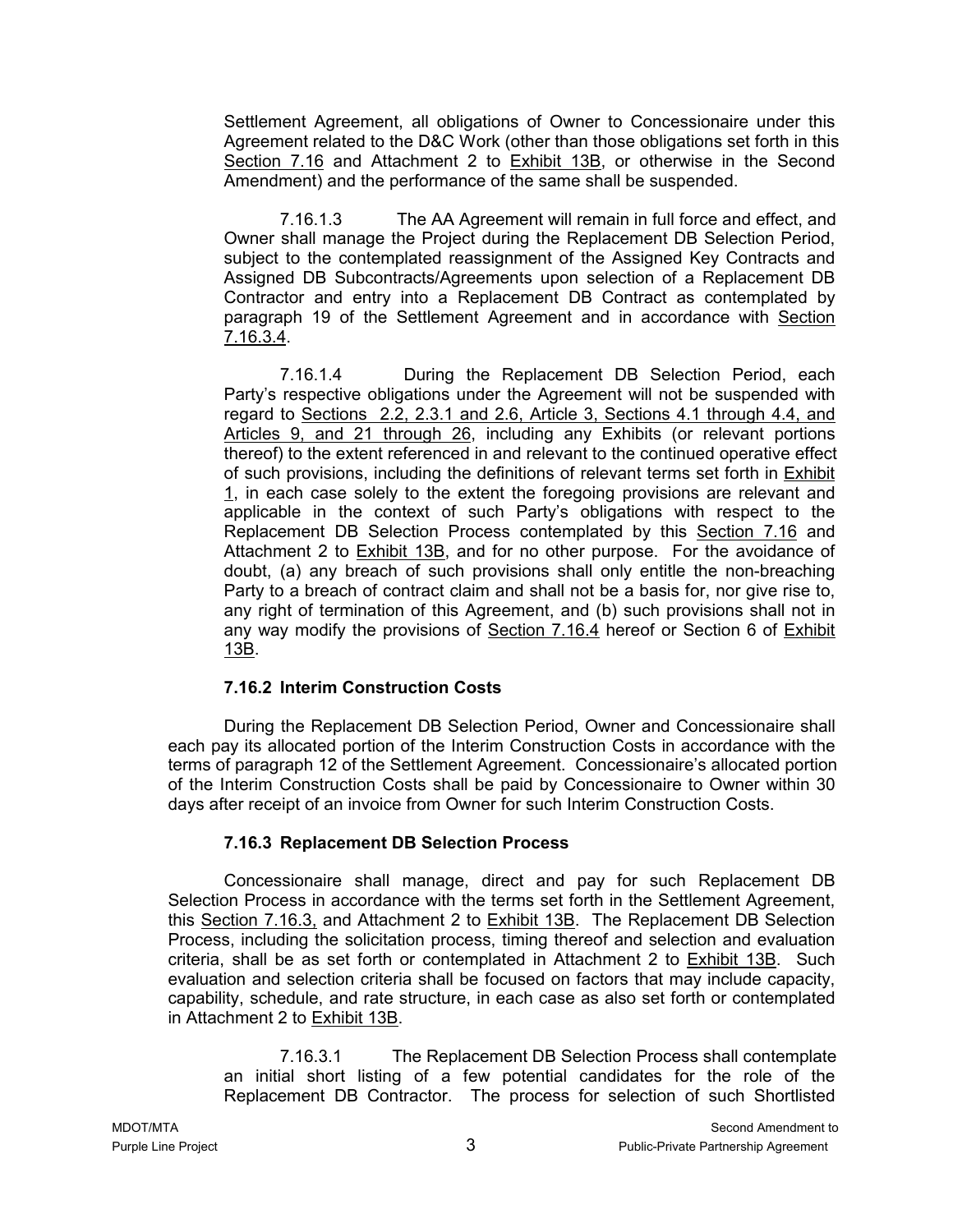Settlement Agreement, all obligations of Owner to Concessionaire under this Agreement related to the D&C Work (other than those obligations set forth in this Section 7.16 and Attachment 2 to Exhibit 13B, or otherwise in the Second Amendment) and the performance of the same shall be suspended.

7.16.1.3 The AA Agreement will remain in full force and effect, and Owner shall manage the Project during the Replacement DB Selection Period, subject to the contemplated reassignment of the Assigned Key Contracts and Assigned DB Subcontracts/Agreements upon selection of a Replacement DB Contractor and entry into a Replacement DB Contract as contemplated by paragraph 19 of the Settlement Agreement and in accordance with Section 7.16.3.4.

7.16.1.4 During the Replacement DB Selection Period, each Party's respective obligations under the Agreement will not be suspended with regard to Sections 2.2, 2.3.1 and 2.6, Article 3, Sections 4.1 through 4.4, and Articles 9, and 21 through 26, including any Exhibits (or relevant portions thereof) to the extent referenced in and relevant to the continued operative effect of such provisions, including the definitions of relevant terms set forth in Exhibit 1, in each case solely to the extent the foregoing provisions are relevant and applicable in the context of such Party's obligations with respect to the Replacement DB Selection Process contemplated by this Section 7.16 and Attachment 2 to Exhibit 13B, and for no other purpose. For the avoidance of doubt, (a) any breach of such provisions shall only entitle the non-breaching Party to a breach of contract claim and shall not be a basis for, nor give rise to, any right of termination of this Agreement, and (b) such provisions shall not in any way modify the provisions of Section 7.16.4 hereof or Section 6 of Exhibit 13B.

**7.16.2 Interim Construction Costs**

During the Replacement DB Selection Period, Owner and Concessionaire shall each pay its allocated portion of the Interim Construction Costs in accordance with the terms of paragraph 12 of the Settlement Agreement. Concessionaire's allocated portion of the Interim Construction Costs shall be paid by Concessionaire to Owner within 30 days after receipt of an invoice from Owner for such Interim Construction Costs.

**7.16.3 Replacement DB Selection Process**

Concessionaire shall manage, direct and pay for such Replacement DB Selection Process in accordance with the terms set forth in the Settlement Agreement, this Section 7.16.3, and Attachment 2 to Exhibit 13B. The Replacement DB Selection Process, including the solicitation process, timing thereof and selection and evaluation criteria, shall be as set forth or contemplated in Attachment 2 to Exhibit 13B. Such evaluation and selection criteria shall be focused on factors that may include capacity, capability, schedule, and rate structure, in each case as also set forth or contemplated in Attachment 2 to Exhibit 13B.

7.16.3.1 The Replacement DB Selection Process shall contemplate an initial short listing of a few potential candidates for the role of the Replacement DB Contractor. The process for selection of such Shortlisted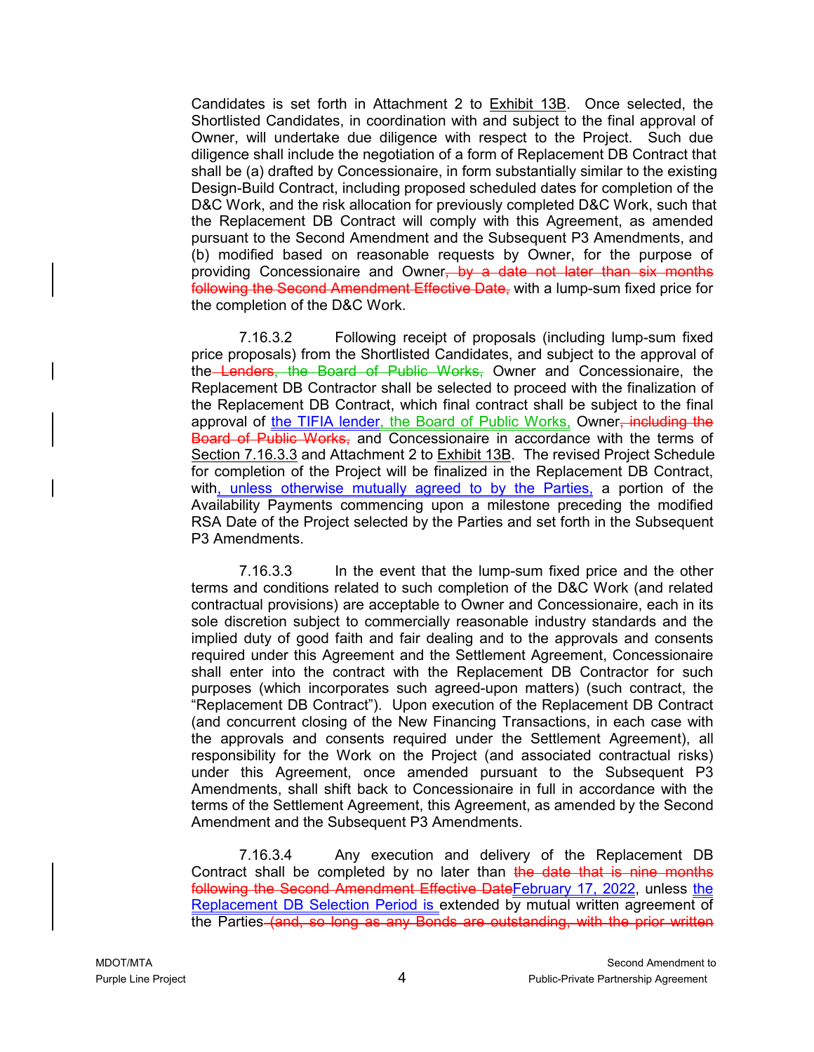Candidates is set forth in Attachment 2 to Exhibit 13B. Once selected, the Shortlisted Candidates, in coordination with and subject to the final approval of Owner, will undertake due diligence with respect to the Project. Such due diligence shall include the negotiation of a form of Replacement DB Contract that shall be (a) drafted by Concessionaire, in form substantially similar to the existing Design-Build Contract, including proposed scheduled dates for completion of the D&C Work, and the risk allocation for previously completed D&C Work, such that the Replacement DB Contract will comply with this Agreement, as amended pursuant to the Second Amendment and the Subsequent P3 Amendments, and (b) modified based on reasonable requests by Owner, for the purpose of providing Concessionaire and Owner~~, by a date not later than six months following the Second Amendment Effective Date,~~ with a lump-sum fixed price for the completion of the D&C Work.

7.16.3.2 Following receipt of proposals (including lump-sum fixed price proposals) from the Shortlisted Candidates, and subject to the approval of the~~ Lenders, the Board of Public Works,~~ Owner and Concessionaire, the Replacement DB Contractor shall be selected to proceed with the finalization of the Replacement DB Contract, which final contract shall be subject to the final approval of the TIFIA lender, the Board of Public Works, Owner~~, including the Board of Public Works,~~ and Concessionaire in accordance with the terms of Section 7.16.3.3 and Attachment 2 to Exhibit 13B. The revised Project Schedule for completion of the Project will be finalized in the Replacement DB Contract, with, unless otherwise mutually agreed to by the Parties, a portion of the Availability Payments commencing upon a milestone preceding the modified RSA Date of the Project selected by the Parties and set forth in the Subsequent P3 Amendments.

7.16.3.3 In the event that the lump-sum fixed price and the other terms and conditions related to such completion of the D&C Work (and related contractual provisions) are acceptable to Owner and Concessionaire, each in its sole discretion subject to commercially reasonable industry standards and the implied duty of good faith and fair dealing and to the approvals and consents required under this Agreement and the Settlement Agreement, Concessionaire shall enter into the contract with the Replacement DB Contractor for such purposes (which incorporates such agreed-upon matters) (such contract, the "Replacement DB Contract"). Upon execution of the Replacement DB Contract (and concurrent closing of the New Financing Transactions, in each case with the approvals and consents required under the Settlement Agreement), all responsibility for the Work on the Project (and associated contractual risks) under this Agreement, once amended pursuant to the Subsequent P3 Amendments, shall shift back to Concessionaire in full in accordance with the terms of the Settlement Agreement, this Agreement, as amended by the Second Amendment and the Subsequent P3 Amendments.

7.16.3.4 Any execution and delivery of the Replacement DB Contract shall be completed by no later than ~~the date that is nine months following the Second Amendment Effective Date~~February 17, 2022, unless the Replacement DB Selection Period is extended by mutual written agreement of the Parties~~ (and, so long as any Bonds are outstanding, with the prior written~~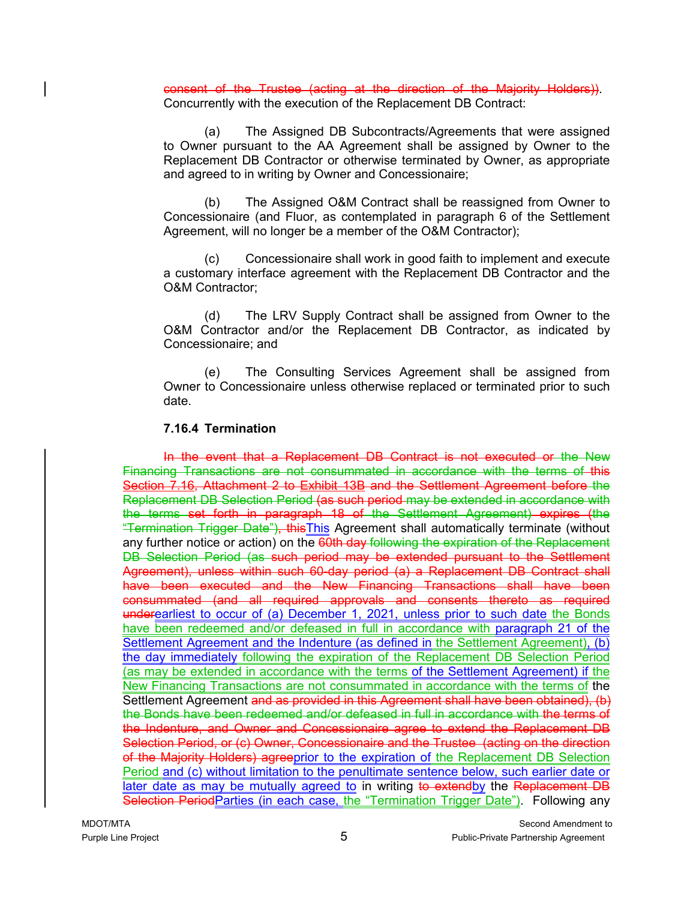~~consent of the Trustee (acting at the direction of the Majority Holders))~~. Concurrently with the execution of the Replacement DB Contract:

(a) The Assigned DB Subcontracts/Agreements that were assigned to Owner pursuant to the AA Agreement shall be assigned by Owner to the Replacement DB Contractor or otherwise terminated by Owner, as appropriate and agreed to in writing by Owner and Concessionaire;

(b) The Assigned O&M Contract shall be reassigned from Owner to Concessionaire (and Fluor, as contemplated in paragraph 6 of the Settlement Agreement, will no longer be a member of the O&M Contractor);

(c) Concessionaire shall work in good faith to implement and execute a customary interface agreement with the Replacement DB Contractor and the O&M Contractor;

(d) The LRV Supply Contract shall be assigned from Owner to the O&M Contractor and/or the Replacement DB Contractor, as indicated by Concessionaire; and

(e) The Consulting Services Agreement shall be assigned from Owner to Concessionaire unless otherwise replaced or terminated prior to such date.

### 7.16.4 Termination

~~In the event that a Replacement DB Contract is not executed or the New Financing Transactions are not consummated in accordance with the terms of this Section 7.16, Attachment 2 to Exhibit 13B and the Settlement Agreement before the Replacement DB Selection Period (as such period may be extended in accordance with the terms set forth in paragraph 18 of the Settlement Agreement) expires (the "Termination Trigger Date"), this~~This Agreement shall automatically terminate (without any further notice or action) on the ~~60th day following the expiration of the Replacement DB Selection Period (as such period may be extended pursuant to the Settlement Agreement), unless within such 60-day period (a) a Replacement DB Contract shall have been executed and the New Financing Transactions shall have been consummated (and all required approvals and consents thereto as required under~~earliest to occur of (a) December 1, 2021, unless prior to such date the Bonds have been redeemed and/or defeased in full in accordance with paragraph 21 of the Settlement Agreement and the Indenture (as defined in the Settlement Agreement), (b) the day immediately following the expiration of the Replacement DB Selection Period (as may be extended in accordance with the terms of the Settlement Agreement) if the New Financing Transactions are not consummated in accordance with the terms of the Settlement Agreement ~~and as provided in this Agreement shall have been obtained), (b) the Bonds have been redeemed and/or defeased in full in accordance with the terms of the Indenture, and Owner and Concessionaire agree to extend the Replacement DB Selection Period, or (c) Owner, Concessionaire and the Trustee (acting on the direction of the Majority Holders) agree~~prior to the expiration of the Replacement DB Selection Period and (c) without limitation to the penultimate sentence below, such earlier date or later date as may be mutually agreed to in writing ~~to extend~~by the ~~Replacement DB Selection Period~~Parties (in each case, the "Termination Trigger Date"). Following any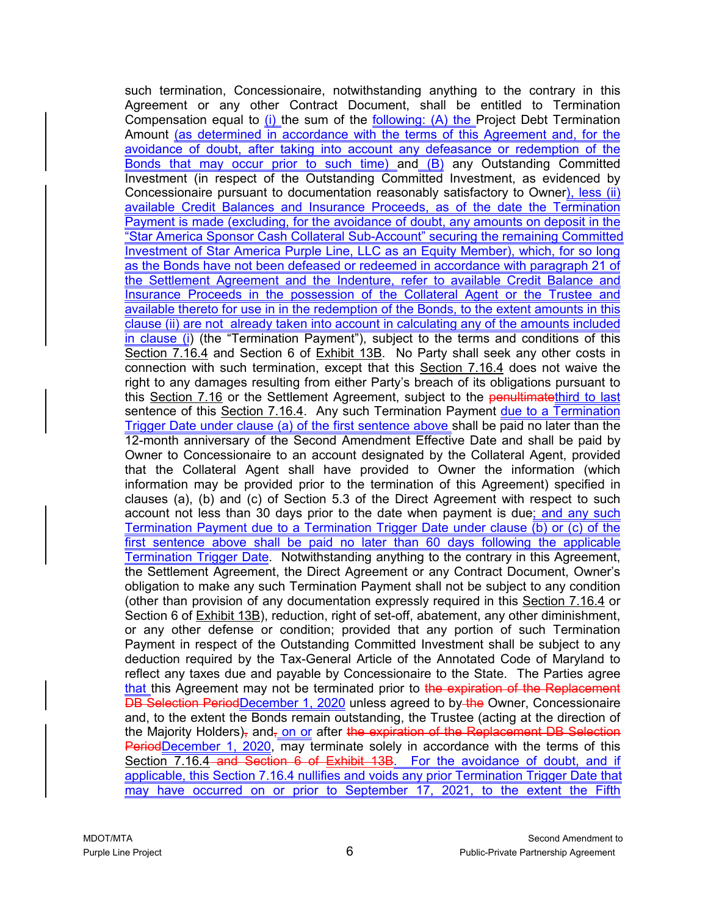such termination, Concessionaire, notwithstanding anything to the contrary in this Agreement or any other Contract Document, shall be entitled to Termination Compensation equal to (i) the sum of the following: (A) the Project Debt Termination Amount (as determined in accordance with the terms of this Agreement and, for the avoidance of doubt, after taking into account any defeasance or redemption of the Bonds that may occur prior to such time) and (B) any Outstanding Committed Investment (in respect of the Outstanding Committed Investment, as evidenced by Concessionaire pursuant to documentation reasonably satisfactory to Owner), less (ii) available Credit Balances and Insurance Proceeds, as of the date the Termination Payment is made (excluding, for the avoidance of doubt, any amounts on deposit in the "Star America Sponsor Cash Collateral Sub-Account" securing the remaining Committed Investment of Star America Purple Line, LLC as an Equity Member), which, for so long as the Bonds have not been defeased or redeemed in accordance with paragraph 21 of the Settlement Agreement and the Indenture, refer to available Credit Balance and Insurance Proceeds in the possession of the Collateral Agent or the Trustee and available thereto for use in the redemption of the Bonds, to the extent amounts in this clause (ii) are not already taken into account in calculating any of the amounts included in clause (i) (the "Termination Payment"), subject to the terms and conditions of this Section 7.16.4 and Section 6 of Exhibit 13B. No Party shall seek any other costs in connection with such termination, except that this Section 7.16.4 does not waive the right to any damages resulting from either Party's breach of its obligations pursuant to this Section 7.16 or the Settlement Agreement, subject to the ~~penultimate~~third to last sentence of this Section 7.16.4. Any such Termination Payment due to a Termination Trigger Date under clause (a) of the first sentence above shall be paid no later than the 12-month anniversary of the Second Amendment Effective Date and shall be paid by Owner to Concessionaire to an account designated by the Collateral Agent, provided that the Collateral Agent shall have provided to Owner the information (which information may be provided prior to the termination of this Agreement) specified in clauses (a), (b) and (c) of Section 5.3 of the Direct Agreement with respect to such account not less than 30 days prior to the date when payment is due; and any such Termination Payment due to a Termination Trigger Date under clause (b) or (c) of the first sentence above shall be paid no later than 60 days following the applicable Termination Trigger Date. Notwithstanding anything to the contrary in this Agreement, the Settlement Agreement, the Direct Agreement or any Contract Document, Owner's obligation to make any such Termination Payment shall not be subject to any condition (other than provision of any documentation expressly required in this Section 7.16.4 or Section 6 of Exhibit 13B), reduction, right of set-off, abatement, any other diminishment, or any other defense or condition; provided that any portion of such Termination Payment in respect of the Outstanding Committed Investment shall be subject to any deduction required by the Tax-General Article of the Annotated Code of Maryland to reflect any taxes due and payable by Concessionaire to the State. The Parties agree that this Agreement may not be terminated prior to ~~the expiration of the Replacement DB Selection Period~~December 1, 2020 unless agreed to by ~~the~~ Owner, Concessionaire and, to the extent the Bonds remain outstanding, the Trustee (acting at the direction of the Majority Holders)~~,~~ and~~,~~ on or after ~~the expiration of the Replacement DB Selection Period~~December 1, 2020, may terminate solely in accordance with the terms of this Section 7.16.4 ~~and Section 6 of Exhibit 13B~~. For the avoidance of doubt, and if applicable, this Section 7.16.4 nullifies and voids any prior Termination Trigger Date that may have occurred on or prior to September 17, 2021, to the extent the Fifth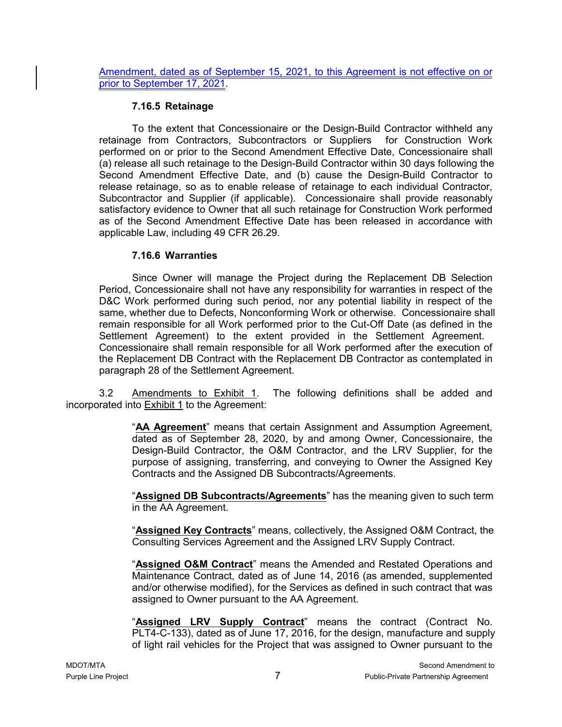Amendment, dated as of September 15, 2021, to this Agreement is not effective on or prior to September 17, 2021.

#### 7.16.5 Retainage

To the extent that Concessionaire or the Design-Build Contractor withheld any retainage from Contractors, Subcontractors or Suppliers for Construction Work performed on or prior to the Second Amendment Effective Date, Concessionaire shall (a) release all such retainage to the Design-Build Contractor within 30 days following the Second Amendment Effective Date, and (b) cause the Design-Build Contractor to release retainage, so as to enable release of retainage to each individual Contractor, Subcontractor and Supplier (if applicable). Concessionaire shall provide reasonably satisfactory evidence to Owner that all such retainage for Construction Work performed as of the Second Amendment Effective Date has been released in accordance with applicable Law, including 49 CFR 26.29.

#### 7.16.6 Warranties

Since Owner will manage the Project during the Replacement DB Selection Period, Concessionaire shall not have any responsibility for warranties in respect of the D&C Work performed during such period, nor any potential liability in respect of the same, whether due to Defects, Nonconforming Work or otherwise. Concessionaire shall remain responsible for all Work performed prior to the Cut-Off Date (as defined in the Settlement Agreement) to the extent provided in the Settlement Agreement. Concessionaire shall remain responsible for all Work performed after the execution of the Replacement DB Contract with the Replacement DB Contractor as contemplated in paragraph 28 of the Settlement Agreement.

3.2 Amendments to Exhibit 1. The following definitions shall be added and incorporated into Exhibit 1 to the Agreement:

"**AA Agreement**" means that certain Assignment and Assumption Agreement, dated as of September 28, 2020, by and among Owner, Concessionaire, the Design-Build Contractor, the O&M Contractor, and the LRV Supplier, for the purpose of assigning, transferring, and conveying to Owner the Assigned Key Contracts and the Assigned DB Subcontracts/Agreements.

"**Assigned DB Subcontracts/Agreements**" has the meaning given to such term in the AA Agreement.

"**Assigned Key Contracts**" means, collectively, the Assigned O&M Contract, the Consulting Services Agreement and the Assigned LRV Supply Contract.

"**Assigned O&M Contract**" means the Amended and Restated Operations and Maintenance Contract, dated as of June 14, 2016 (as amended, supplemented and/or otherwise modified), for the Services as defined in such contract that was assigned to Owner pursuant to the AA Agreement.

"**Assigned LRV Supply Contract**" means the contract (Contract No. PLT4-C-133), dated as of June 17, 2016, for the design, manufacture and supply of light rail vehicles for the Project that was assigned to Owner pursuant to the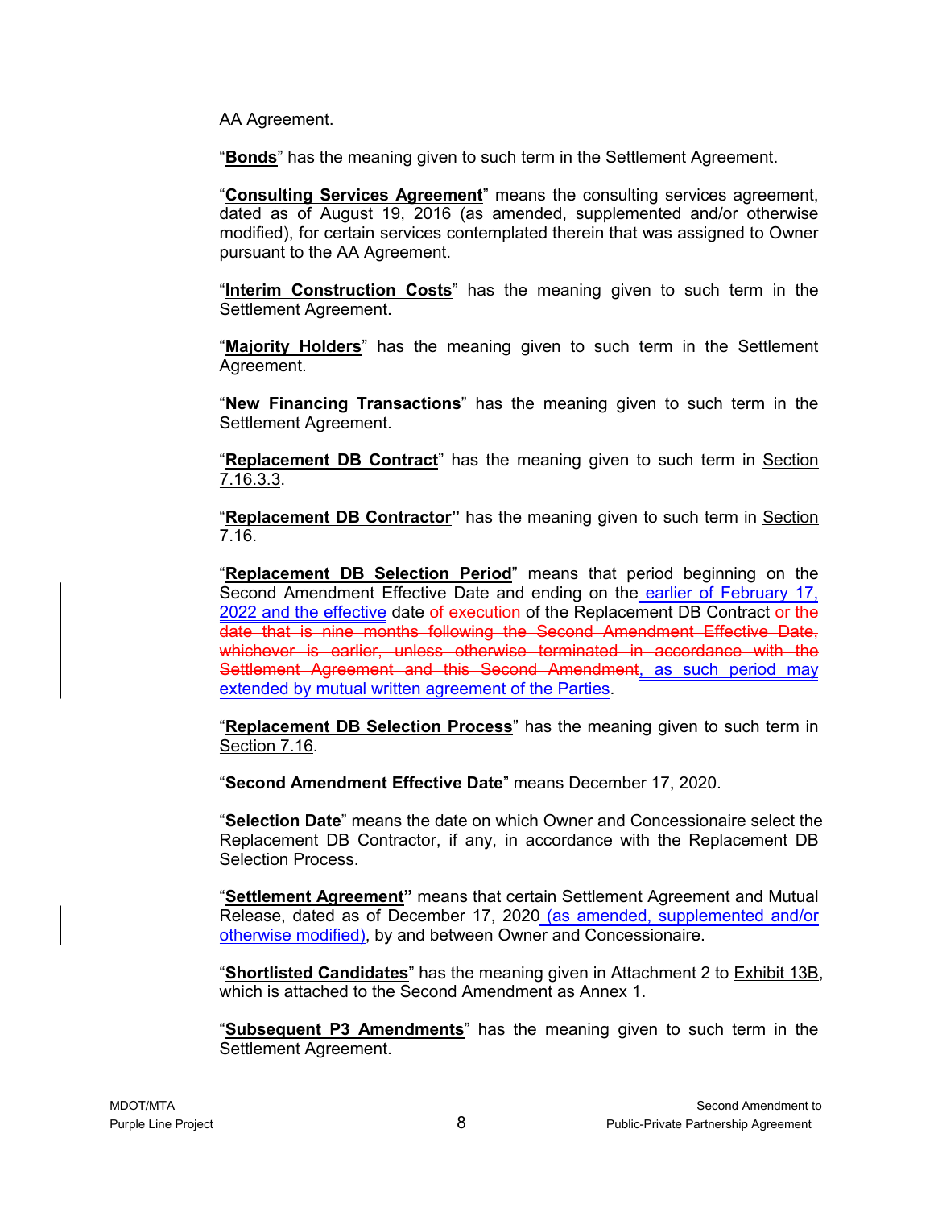AA Agreement.

"**Bonds**" has the meaning given to such term in the Settlement Agreement.

"**Consulting Services Agreement**" means the consulting services agreement, dated as of August 19, 2016 (as amended, supplemented and/or otherwise modified), for certain services contemplated therein that was assigned to Owner pursuant to the AA Agreement.

"**Interim Construction Costs**" has the meaning given to such term in the Settlement Agreement.

"**Majority Holders**" has the meaning given to such term in the Settlement Agreement.

"**New Financing Transactions**" has the meaning given to such term in the Settlement Agreement.

"**Replacement DB Contract**" has the meaning given to such term in Section 7.16.3.3.

"**Replacement DB Contractor**" has the meaning given to such term in Section 7.16.

"**Replacement DB Selection Period**" means that period beginning on the Second Amendment Effective Date and ending on the earlier of February 17, 2022 and the effective date ~~of execution~~ of the Replacement DB Contract ~~or the date that is nine months following the Second Amendment Effective Date, whichever is earlier, unless otherwise terminated in accordance with the Settlement Agreement and this Second Amendment~~, as such period may extended by mutual written agreement of the Parties.

"**Replacement DB Selection Process**" has the meaning given to such term in Section 7.16.

"**Second Amendment Effective Date**" means December 17, 2020.

"**Selection Date**" means the date on which Owner and Concessionaire select the Replacement DB Contractor, if any, in accordance with the Replacement DB Selection Process.

"**Settlement Agreement**" means that certain Settlement Agreement and Mutual Release, dated as of December 17, 2020 (as amended, supplemented and/or otherwise modified), by and between Owner and Concessionaire.

"**Shortlisted Candidates**" has the meaning given in Attachment 2 to Exhibit 13B, which is attached to the Second Amendment as Annex 1.

"**Subsequent P3 Amendments**" has the meaning given to such term in the Settlement Agreement.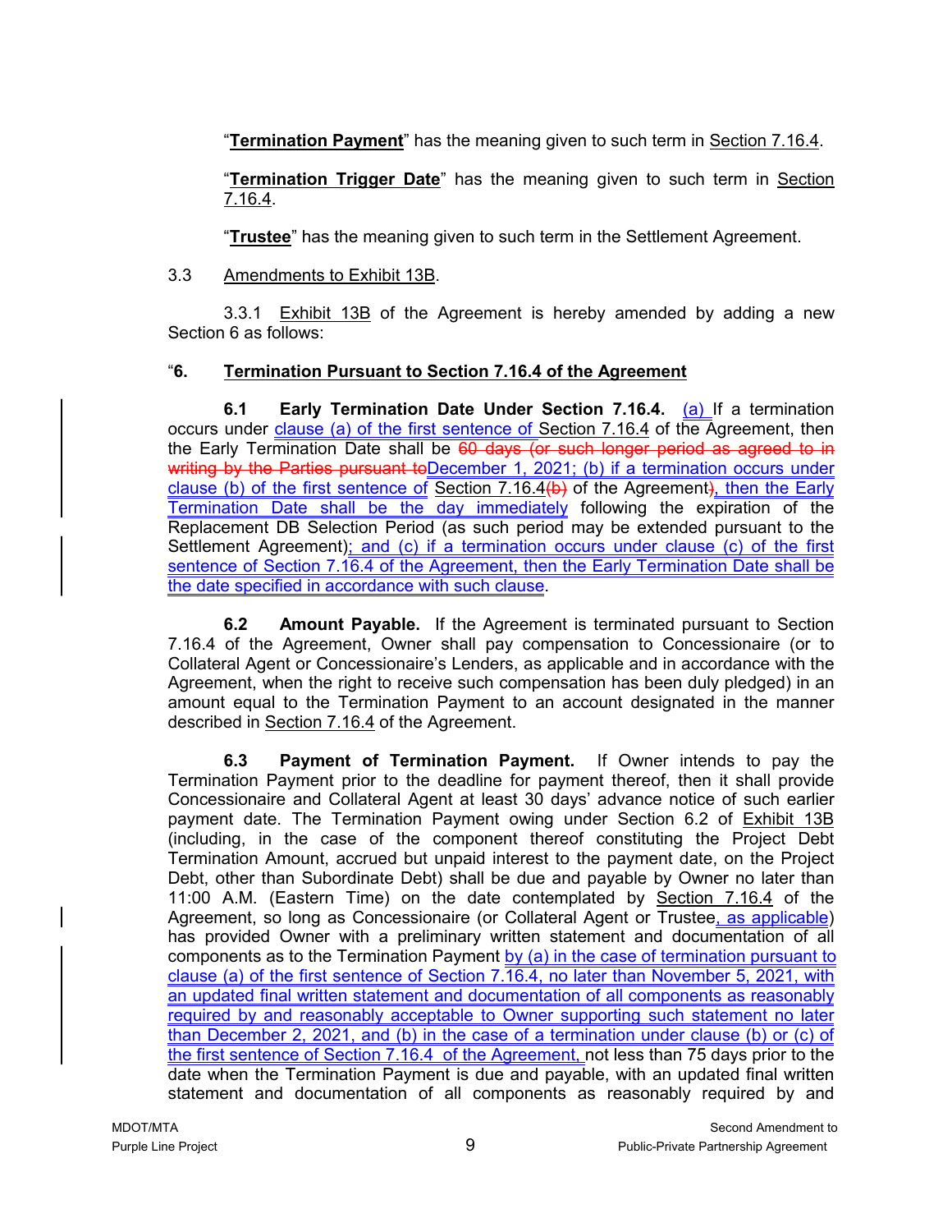"**Termination Payment**" has the meaning given to such term in Section 7.16.4.

"**Termination Trigger Date**" has the meaning given to such term in Section 7.16.4.

"**Trustee**" has the meaning given to such term in the Settlement Agreement.

3.3 Amendments to Exhibit 13B.

3.3.1 Exhibit 13B of the Agreement is hereby amended by adding a new Section 6 as follows:

"**6. Termination Pursuant to Section 7.16.4 of the Agreement**

**6.1 Early Termination Date Under Section 7.16.4.** (a) If a termination occurs under clause (a) of the first sentence of Section 7.16.4 of the Agreement, then the Early Termination Date shall be ~~60 days (or such longer period as agreed to in writing by the Parties pursuant to~~December 1, 2021; (b) if a termination occurs under clause (b) of the first sentence of Section 7.16.4~~(b)~~ of the Agreement~~)~~, then the Early Termination Date shall be the day immediately following the expiration of the Replacement DB Selection Period (as such period may be extended pursuant to the Settlement Agreement); and (c) if a termination occurs under clause (c) of the first sentence of Section 7.16.4 of the Agreement, then the Early Termination Date shall be the date specified in accordance with such clause.

**6.2 Amount Payable.** If the Agreement is terminated pursuant to Section 7.16.4 of the Agreement, Owner shall pay compensation to Concessionaire (or to Collateral Agent or Concessionaire's Lenders, as applicable and in accordance with the Agreement, when the right to receive such compensation has been duly pledged) in an amount equal to the Termination Payment to an account designated in the manner described in Section 7.16.4 of the Agreement.

**6.3 Payment of Termination Payment.** If Owner intends to pay the Termination Payment prior to the deadline for payment thereof, then it shall provide Concessionaire and Collateral Agent at least 30 days' advance notice of such earlier payment date. The Termination Payment owing under Section 6.2 of Exhibit 13B (including, in the case of the component thereof constituting the Project Debt Termination Amount, accrued but unpaid interest to the payment date, on the Project Debt, other than Subordinate Debt) shall be due and payable by Owner no later than 11:00 A.M. (Eastern Time) on the date contemplated by Section 7.16.4 of the Agreement, so long as Concessionaire (or Collateral Agent or Trustee, as applicable) has provided Owner with a preliminary written statement and documentation of all components as to the Termination Payment by (a) in the case of termination pursuant to clause (a) of the first sentence of Section 7.16.4, no later than November 5, 2021, with an updated final written statement and documentation of all components as reasonably required by and reasonably acceptable to Owner supporting such statement no later than December 2, 2021, and (b) in the case of a termination under clause (b) or (c) of the first sentence of Section 7.16.4 of the Agreement, not less than 75 days prior to the date when the Termination Payment is due and payable, with an updated final written statement and documentation of all components as reasonably required by and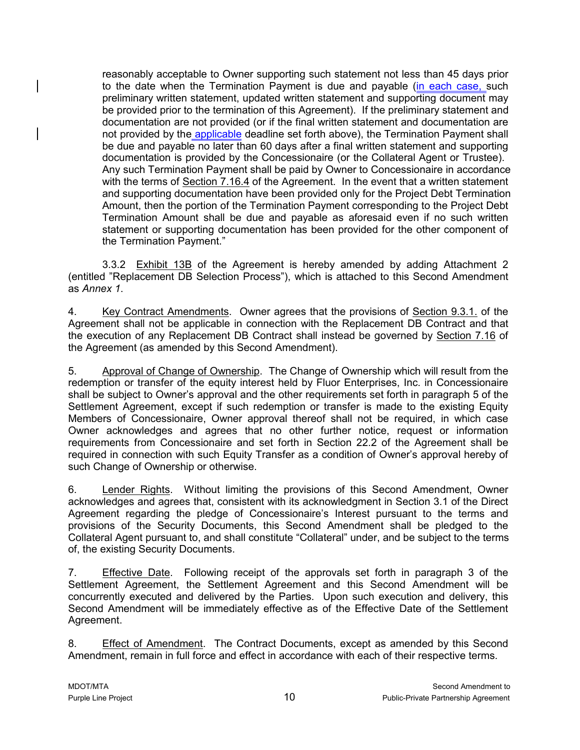reasonably acceptable to Owner supporting such statement not less than 45 days prior to the date when the Termination Payment is due and payable (in each case, such preliminary written statement, updated written statement and supporting document may be provided prior to the termination of this Agreement). If the preliminary statement and documentation are not provided (or if the final written statement and documentation are not provided by the applicable deadline set forth above), the Termination Payment shall be due and payable no later than 60 days after a final written statement and supporting documentation is provided by the Concessionaire (or the Collateral Agent or Trustee). Any such Termination Payment shall be paid by Owner to Concessionaire in accordance with the terms of Section 7.16.4 of the Agreement. In the event that a written statement and supporting documentation have been provided only for the Project Debt Termination Amount, then the portion of the Termination Payment corresponding to the Project Debt Termination Amount shall be due and payable as aforesaid even if no such written statement or supporting documentation has been provided for the other component of the Termination Payment."

3.3.2 Exhibit 13B of the Agreement is hereby amended by adding Attachment 2 (entitled "Replacement DB Selection Process"), which is attached to this Second Amendment as *Annex 1*.

4. Key Contract Amendments. Owner agrees that the provisions of Section 9.3.1. of the Agreement shall not be applicable in connection with the Replacement DB Contract and that the execution of any Replacement DB Contract shall instead be governed by Section 7.16 of the Agreement (as amended by this Second Amendment).

5. Approval of Change of Ownership. The Change of Ownership which will result from the redemption or transfer of the equity interest held by Fluor Enterprises, Inc. in Concessionaire shall be subject to Owner's approval and the other requirements set forth in paragraph 5 of the Settlement Agreement, except if such redemption or transfer is made to the existing Equity Members of Concessionaire, Owner approval thereof shall not be required, in which case Owner acknowledges and agrees that no other further notice, request or information requirements from Concessionaire and set forth in Section 22.2 of the Agreement shall be required in connection with such Equity Transfer as a condition of Owner's approval hereby of such Change of Ownership or otherwise.

6. Lender Rights. Without limiting the provisions of this Second Amendment, Owner acknowledges and agrees that, consistent with its acknowledgment in Section 3.1 of the Direct Agreement regarding the pledge of Concessionaire's Interest pursuant to the terms and provisions of the Security Documents, this Second Amendment shall be pledged to the Collateral Agent pursuant to, and shall constitute "Collateral" under, and be subject to the terms of, the existing Security Documents.

7. Effective Date. Following receipt of the approvals set forth in paragraph 3 of the Settlement Agreement, the Settlement Agreement and this Second Amendment will be concurrently executed and delivered by the Parties. Upon such execution and delivery, this Second Amendment will be immediately effective as of the Effective Date of the Settlement Agreement.

8. Effect of Amendment. The Contract Documents, except as amended by this Second Amendment, remain in full force and effect in accordance with each of their respective terms.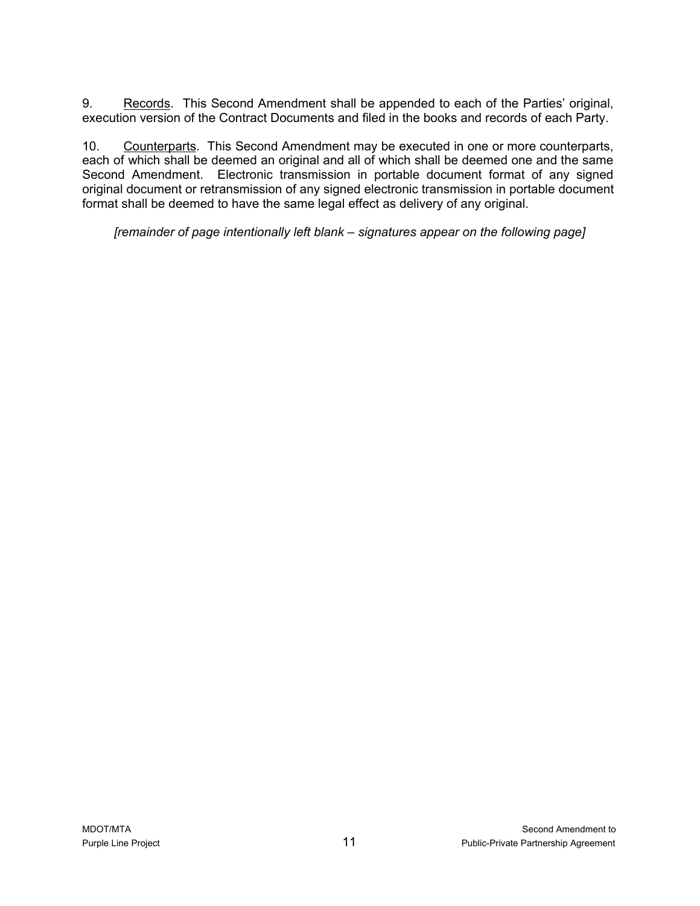9. Records. This Second Amendment shall be appended to each of the Parties' original, execution version of the Contract Documents and filed in the books and records of each Party.

10. Counterparts. This Second Amendment may be executed in one or more counterparts, each of which shall be deemed an original and all of which shall be deemed one and the same Second Amendment. Electronic transmission in portable document format of any signed original document or retransmission of any signed electronic transmission in portable document format shall be deemed to have the same legal effect as delivery of any original.

*[remainder of page intentionally left blank – signatures appear on the following page]*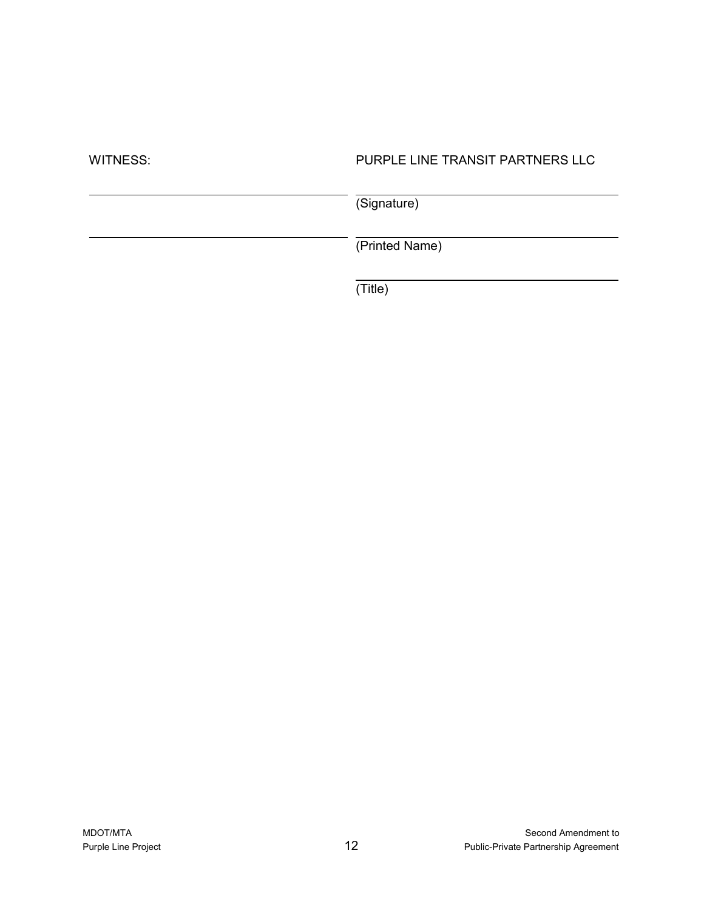| WITNESS: | PURPLE LINE TRANSIT PARTNERS LLC |
| --- | --- |
| ______________________________ | ______________________________ |
| | (Signature) |
| ______________________________ | ______________________________ |
| | (Printed Name) |
| | ______________________________ |
| | (Title) |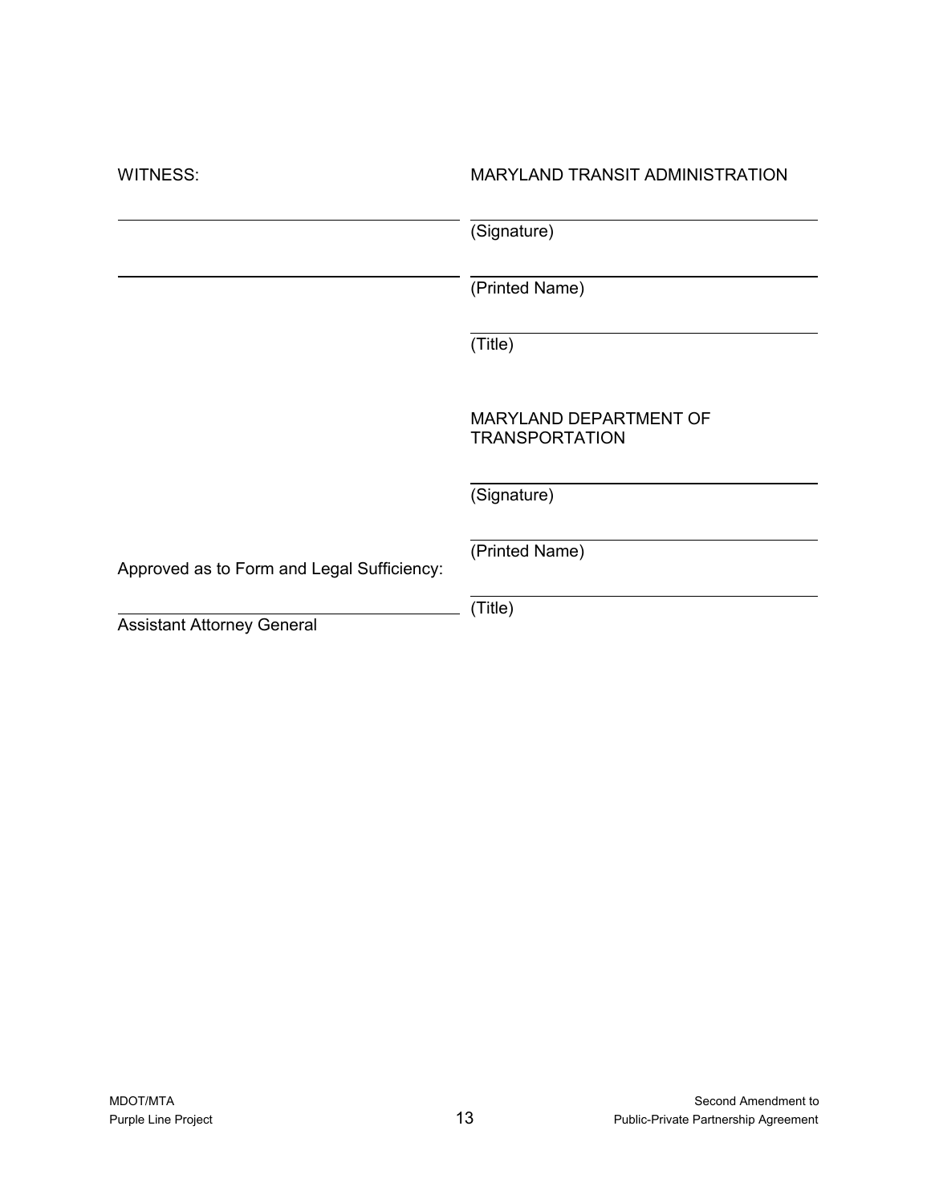WITNESS:

MARYLAND TRANSIT ADMINISTRATION

______________________________ ______________________________
(Signature)

______________________________ ______________________________
(Printed Name)

______________________________
(Title)

MARYLAND DEPARTMENT OF TRANSPORTATION

______________________________
(Signature)

______________________________
(Printed Name)

Approved as to Form and Legal Sufficiency:

______________________________ ______________________________
Assistant Attorney General (Title)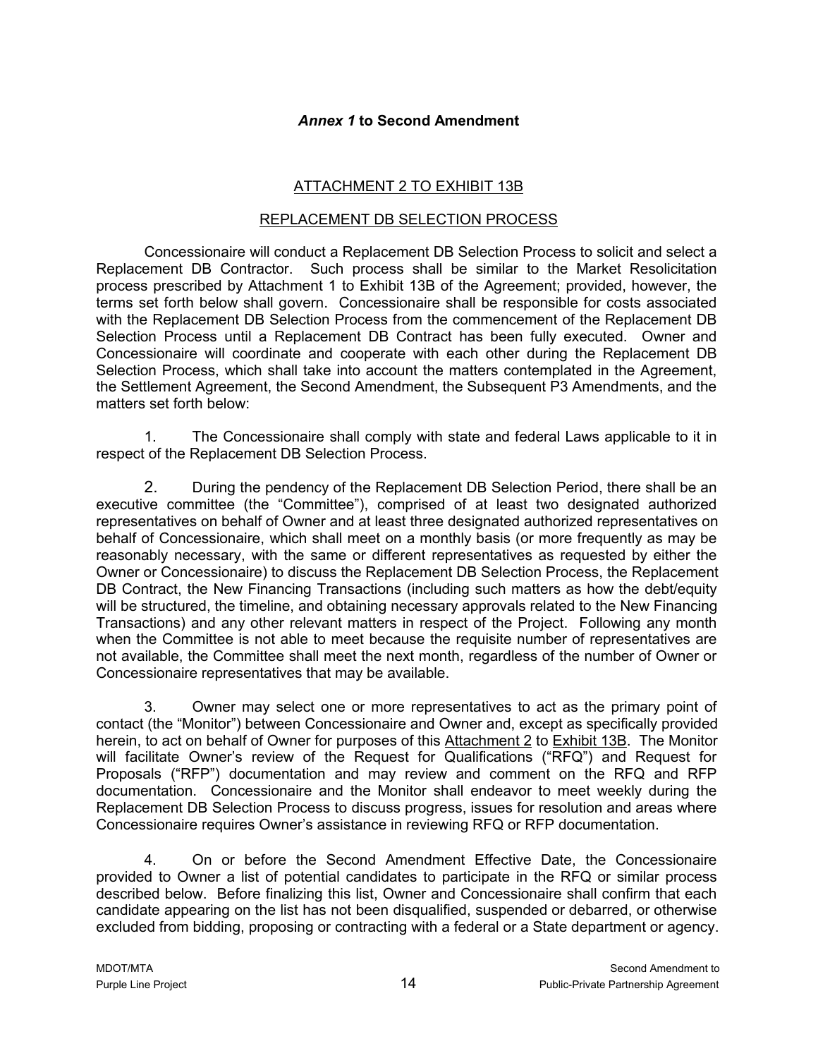***Annex 1* to Second Amendment**

ATTACHMENT 2 TO EXHIBIT 13B

REPLACEMENT DB SELECTION PROCESS

Concessionaire will conduct a Replacement DB Selection Process to solicit and select a Replacement DB Contractor. Such process shall be similar to the Market Resolicitation process prescribed by Attachment 1 to Exhibit 13B of the Agreement; provided, however, the terms set forth below shall govern. Concessionaire shall be responsible for costs associated with the Replacement DB Selection Process from the commencement of the Replacement DB Selection Process until a Replacement DB Contract has been fully executed. Owner and Concessionaire will coordinate and cooperate with each other during the Replacement DB Selection Process, which shall take into account the matters contemplated in the Agreement, the Settlement Agreement, the Second Amendment, the Subsequent P3 Amendments, and the matters set forth below:

1. The Concessionaire shall comply with state and federal Laws applicable to it in respect of the Replacement DB Selection Process.

2. During the pendency of the Replacement DB Selection Period, there shall be an executive committee (the "Committee"), comprised of at least two designated authorized representatives on behalf of Owner and at least three designated authorized representatives on behalf of Concessionaire, which shall meet on a monthly basis (or more frequently as may be reasonably necessary, with the same or different representatives as requested by either the Owner or Concessionaire) to discuss the Replacement DB Selection Process, the Replacement DB Contract, the New Financing Transactions (including such matters as how the debt/equity will be structured, the timeline, and obtaining necessary approvals related to the New Financing Transactions) and any other relevant matters in respect of the Project. Following any month when the Committee is not able to meet because the requisite number of representatives are not available, the Committee shall meet the next month, regardless of the number of Owner or Concessionaire representatives that may be available.

3. Owner may select one or more representatives to act as the primary point of contact (the "Monitor") between Concessionaire and Owner and, except as specifically provided herein, to act on behalf of Owner for purposes of this Attachment 2 to Exhibit 13B. The Monitor will facilitate Owner's review of the Request for Qualifications ("RFQ") and Request for Proposals ("RFP") documentation and may review and comment on the RFQ and RFP documentation. Concessionaire and the Monitor shall endeavor to meet weekly during the Replacement DB Selection Process to discuss progress, issues for resolution and areas where Concessionaire requires Owner's assistance in reviewing RFQ or RFP documentation.

4. On or before the Second Amendment Effective Date, the Concessionaire provided to Owner a list of potential candidates to participate in the RFQ or similar process described below. Before finalizing this list, Owner and Concessionaire shall confirm that each candidate appearing on the list has not been disqualified, suspended or debarred, or otherwise excluded from bidding, proposing or contracting with a federal or a State department or agency.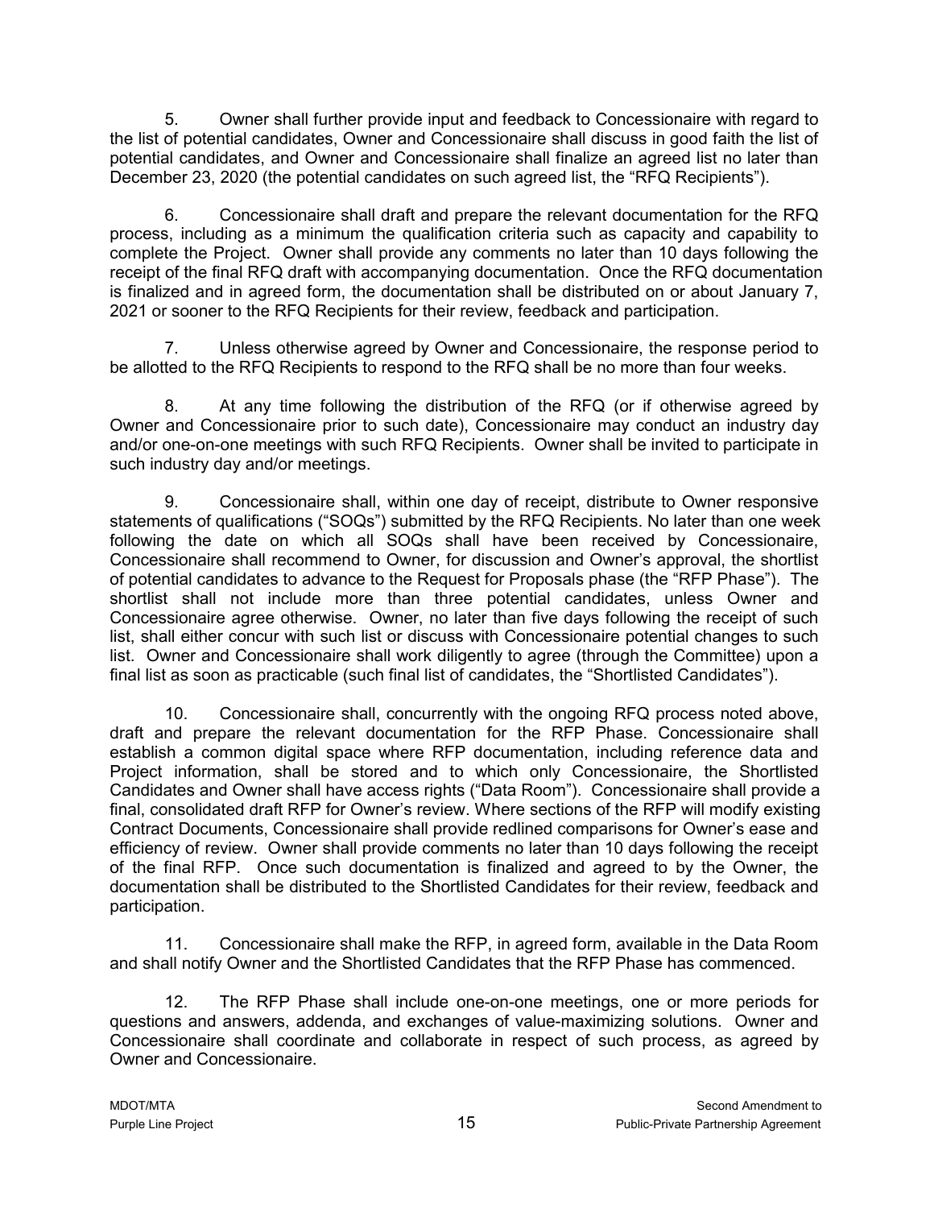5. Owner shall further provide input and feedback to Concessionaire with regard to the list of potential candidates, Owner and Concessionaire shall discuss in good faith the list of potential candidates, and Owner and Concessionaire shall finalize an agreed list no later than December 23, 2020 (the potential candidates on such agreed list, the "RFQ Recipients").

6. Concessionaire shall draft and prepare the relevant documentation for the RFQ process, including as a minimum the qualification criteria such as capacity and capability to complete the Project. Owner shall provide any comments no later than 10 days following the receipt of the final RFQ draft with accompanying documentation. Once the RFQ documentation is finalized and in agreed form, the documentation shall be distributed on or about January 7, 2021 or sooner to the RFQ Recipients for their review, feedback and participation.

7. Unless otherwise agreed by Owner and Concessionaire, the response period to be allotted to the RFQ Recipients to respond to the RFQ shall be no more than four weeks.

8. At any time following the distribution of the RFQ (or if otherwise agreed by Owner and Concessionaire prior to such date), Concessionaire may conduct an industry day and/or one-on-one meetings with such RFQ Recipients. Owner shall be invited to participate in such industry day and/or meetings.

9. Concessionaire shall, within one day of receipt, distribute to Owner responsive statements of qualifications ("SOQs") submitted by the RFQ Recipients. No later than one week following the date on which all SOQs shall have been received by Concessionaire, Concessionaire shall recommend to Owner, for discussion and Owner's approval, the shortlist of potential candidates to advance to the Request for Proposals phase (the "RFP Phase"). The shortlist shall not include more than three potential candidates, unless Owner and Concessionaire agree otherwise. Owner, no later than five days following the receipt of such list, shall either concur with such list or discuss with Concessionaire potential changes to such list. Owner and Concessionaire shall work diligently to agree (through the Committee) upon a final list as soon as practicable (such final list of candidates, the "Shortlisted Candidates").

10. Concessionaire shall, concurrently with the ongoing RFQ process noted above, draft and prepare the relevant documentation for the RFP Phase. Concessionaire shall establish a common digital space where RFP documentation, including reference data and Project information, shall be stored and to which only Concessionaire, the Shortlisted Candidates and Owner shall have access rights ("Data Room"). Concessionaire shall provide a final, consolidated draft RFP for Owner's review. Where sections of the RFP will modify existing Contract Documents, Concessionaire shall provide redlined comparisons for Owner's ease and efficiency of review. Owner shall provide comments no later than 10 days following the receipt of the final RFP. Once such documentation is finalized and agreed to by the Owner, the documentation shall be distributed to the Shortlisted Candidates for their review, feedback and participation.

11. Concessionaire shall make the RFP, in agreed form, available in the Data Room and shall notify Owner and the Shortlisted Candidates that the RFP Phase has commenced.

12. The RFP Phase shall include one-on-one meetings, one or more periods for questions and answers, addenda, and exchanges of value-maximizing solutions. Owner and Concessionaire shall coordinate and collaborate in respect of such process, as agreed by Owner and Concessionaire.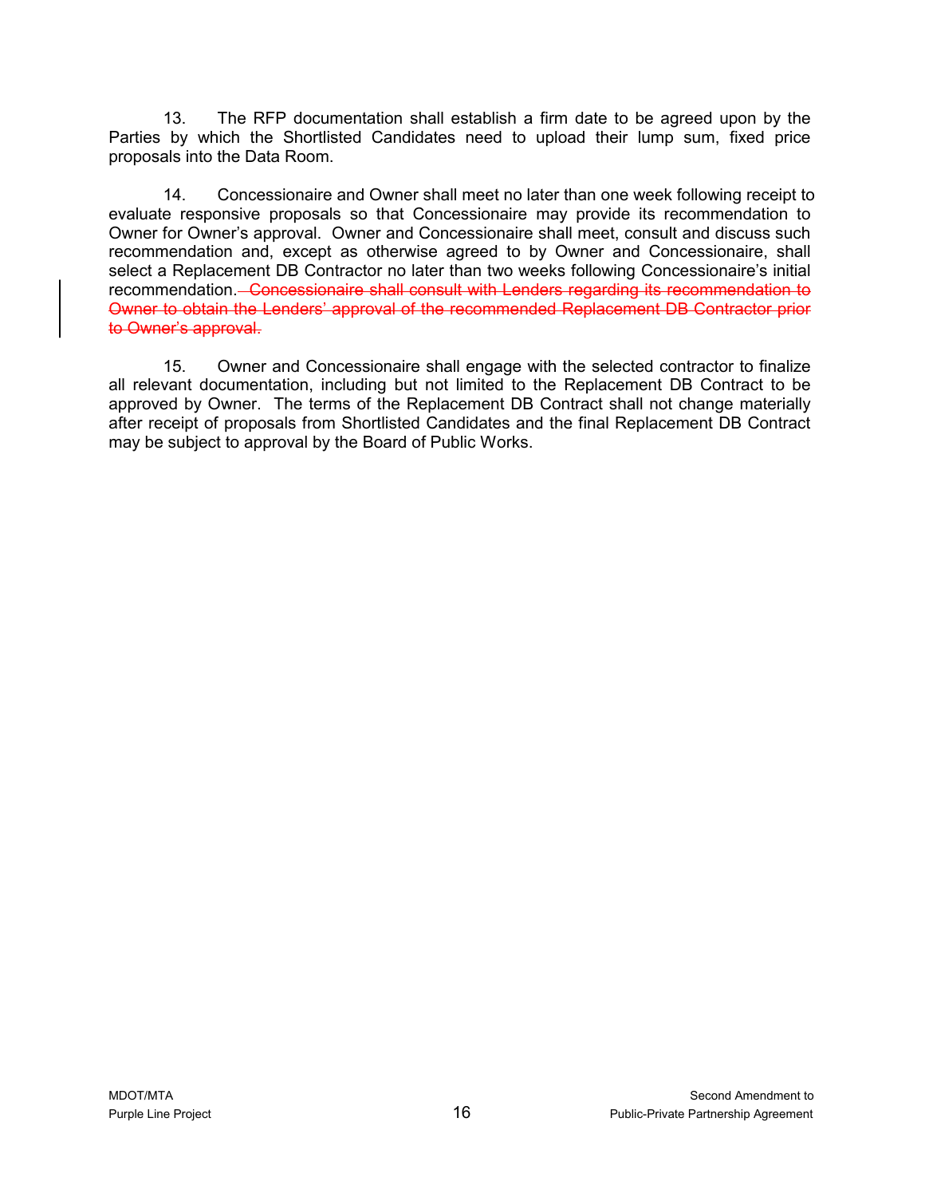13. The RFP documentation shall establish a firm date to be agreed upon by the Parties by which the Shortlisted Candidates need to upload their lump sum, fixed price proposals into the Data Room.

14. Concessionaire and Owner shall meet no later than one week following receipt to evaluate responsive proposals so that Concessionaire may provide its recommendation to Owner for Owner's approval. Owner and Concessionaire shall meet, consult and discuss such recommendation and, except as otherwise agreed to by Owner and Concessionaire, shall select a Replacement DB Contractor no later than two weeks following Concessionaire's initial recommendation. ~~Concessionaire shall consult with Lenders regarding its recommendation to Owner to obtain the Lenders' approval of the recommended Replacement DB Contractor prior to Owner's approval.~~

15. Owner and Concessionaire shall engage with the selected contractor to finalize all relevant documentation, including but not limited to the Replacement DB Contract to be approved by Owner. The terms of the Replacement DB Contract shall not change materially after receipt of proposals from Shortlisted Candidates and the final Replacement DB Contract may be subject to approval by the Board of Public Works.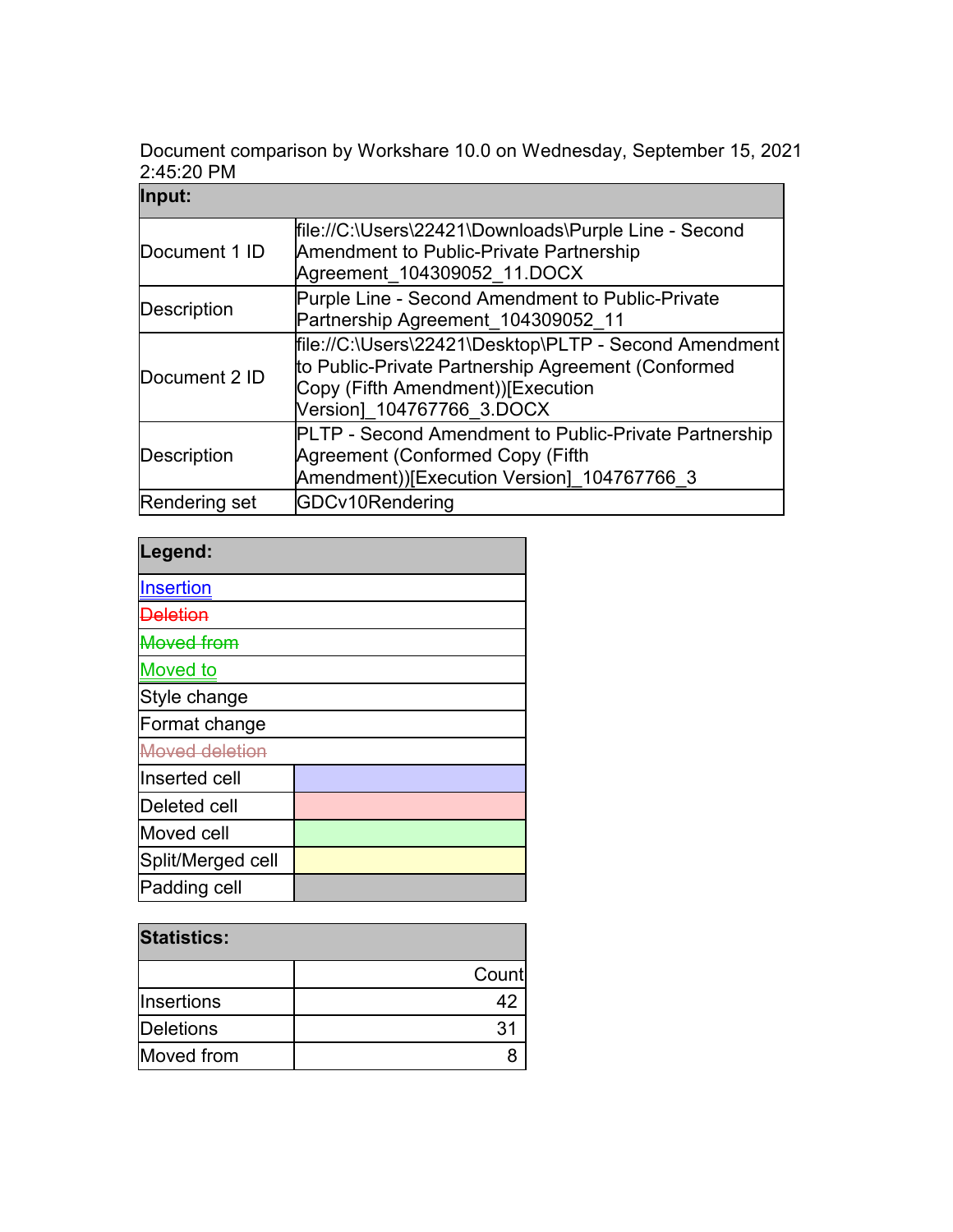Document comparison by Workshare 10.0 on Wednesday, September 15, 2021 2:45:20 PM

| **Input:** | |
|---|---|
| Document 1 ID | file://C:\Users\22421\Downloads\Purple Line - Second Amendment to Public-Private Partnership Agreement_104309052_11.DOCX |
| Description | Purple Line - Second Amendment to Public-Private Partnership Agreement_104309052_11 |
| Document 2 ID | file://C:\Users\22421\Desktop\PLTP - Second Amendment to Public-Private Partnership Agreement (Conformed Copy (Fifth Amendment))[Execution Version]_104767766_3.DOCX |
| Description | PLTP - Second Amendment to Public-Private Partnership Agreement (Conformed Copy (Fifth Amendment))[Execution Version]_104767766_3 |
| Rendering set | GDCv10Rendering |

| **Legend:** | |
|---|---|
| Insertion | |
| ~~Deletion~~ | |
| ~~Moved from~~ | |
| Moved to | |
| Style change | |
| Format change | |
| ~~Moved deletion~~ | |
| Inserted cell | |
| Deleted cell | |
| Moved cell | |
| Split/Merged cell | |
| Padding cell | |

| **Statistics:** | |
|---|---|
| | Count |
| Insertions | 42 |
| Deletions | 31 |
| Moved from | 8 |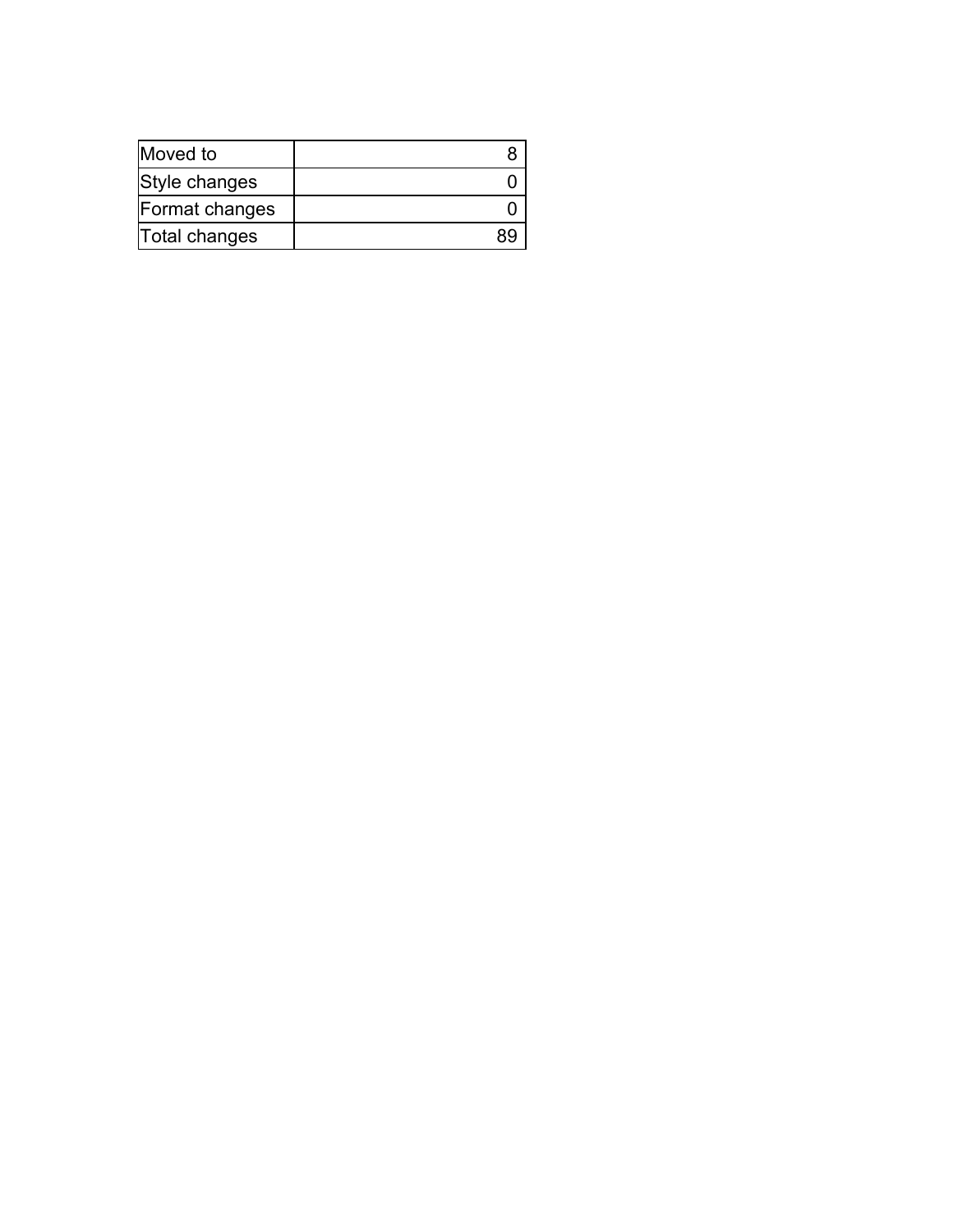| | |
|---|---|
| Moved to | 8 |
| Style changes | 0 |
| Format changes | 0 |
| Total changes | 89 |